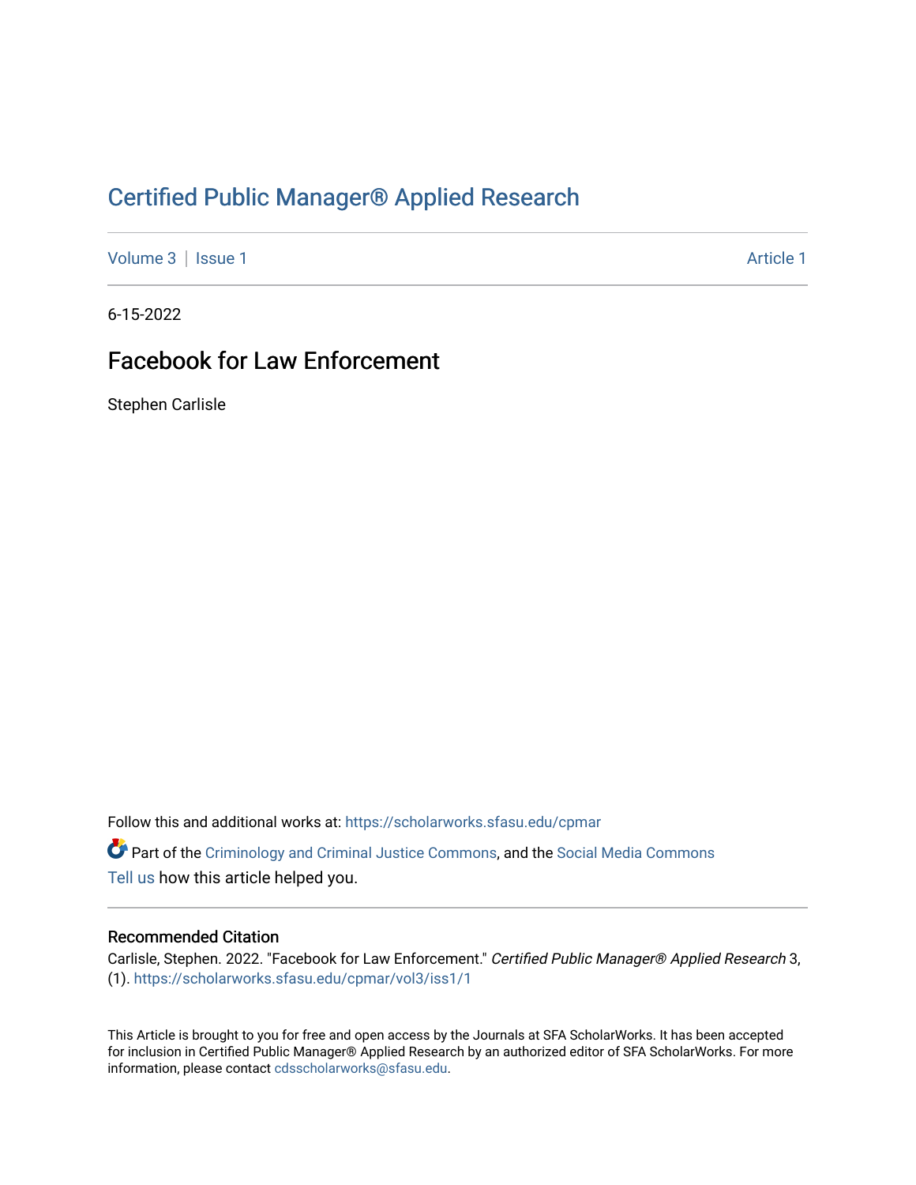# Certified Public Manager® Applied Research

Volume 3 | Issue 1 — Article 1

6-15-2022

## Facebook for Law Enforcement

Stephen Carlisle

Follow this and additional works at: https://scholarworks.sfasu.edu/cpmar

Part of the Criminology and Criminal Justice Commons, and the Social Media Commons

Tell us how this article helped you.

### Recommended Citation

Carlisle, Stephen. 2022. "Facebook for Law Enforcement." *Certified Public Manager® Applied Research* 3, (1). https://scholarworks.sfasu.edu/cpmar/vol3/iss1/1

This Article is brought to you for free and open access by the Journals at SFA ScholarWorks. It has been accepted for inclusion in Certified Public Manager® Applied Research by an authorized editor of SFA ScholarWorks. For more information, please contact cdsscholarworks@sfasu.edu.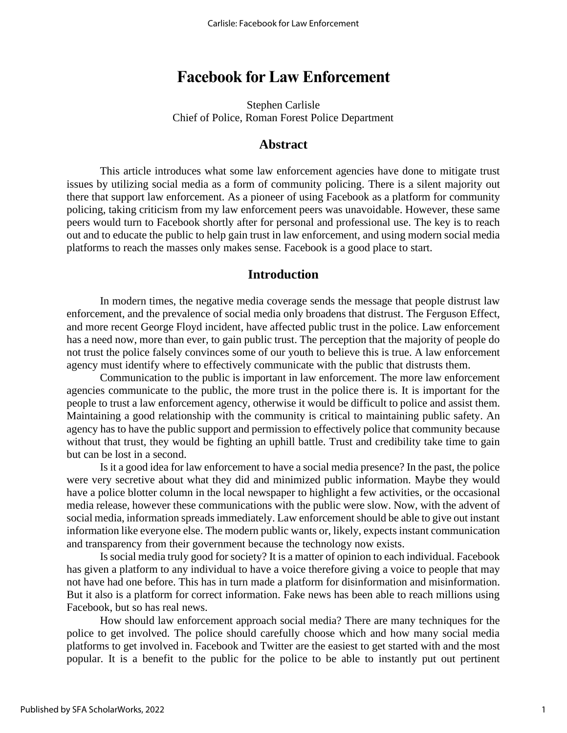# Facebook for Law Enforcement

Stephen Carlisle
Chief of Police, Roman Forest Police Department

## Abstract

This article introduces what some law enforcement agencies have done to mitigate trust issues by utilizing social media as a form of community policing. There is a silent majority out there that support law enforcement. As a pioneer of using Facebook as a platform for community policing, taking criticism from my law enforcement peers was unavoidable. However, these same peers would turn to Facebook shortly after for personal and professional use. The key is to reach out and to educate the public to help gain trust in law enforcement, and using modern social media platforms to reach the masses only makes sense. Facebook is a good place to start.

## Introduction

In modern times, the negative media coverage sends the message that people distrust law enforcement, and the prevalence of social media only broadens that distrust. The Ferguson Effect, and more recent George Floyd incident, have affected public trust in the police. Law enforcement has a need now, more than ever, to gain public trust. The perception that the majority of people do not trust the police falsely convinces some of our youth to believe this is true. A law enforcement agency must identify where to effectively communicate with the public that distrusts them.

Communication to the public is important in law enforcement. The more law enforcement agencies communicate to the public, the more trust in the police there is. It is important for the people to trust a law enforcement agency, otherwise it would be difficult to police and assist them. Maintaining a good relationship with the community is critical to maintaining public safety. An agency has to have the public support and permission to effectively police that community because without that trust, they would be fighting an uphill battle. Trust and credibility take time to gain but can be lost in a second.

Is it a good idea for law enforcement to have a social media presence? In the past, the police were very secretive about what they did and minimized public information. Maybe they would have a police blotter column in the local newspaper to highlight a few activities, or the occasional media release, however these communications with the public were slow. Now, with the advent of social media, information spreads immediately. Law enforcement should be able to give out instant information like everyone else. The modern public wants or, likely, expects instant communication and transparency from their government because the technology now exists.

Is social media truly good for society? It is a matter of opinion to each individual. Facebook has given a platform to any individual to have a voice therefore giving a voice to people that may not have had one before. This has in turn made a platform for disinformation and misinformation. But it also is a platform for correct information. Fake news has been able to reach millions using Facebook, but so has real news.

How should law enforcement approach social media? There are many techniques for the police to get involved. The police should carefully choose which and how many social media platforms to get involved in. Facebook and Twitter are the easiest to get started with and the most popular. It is a benefit to the public for the police to be able to instantly put out pertinent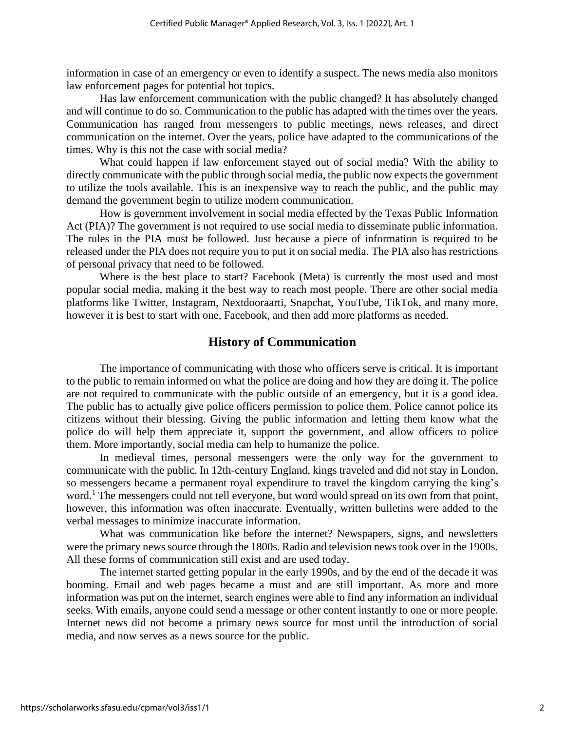information in case of an emergency or even to identify a suspect. The news media also monitors law enforcement pages for potential hot topics.

Has law enforcement communication with the public changed? It has absolutely changed and will continue to do so. Communication to the public has adapted with the times over the years. Communication has ranged from messengers to public meetings, news releases, and direct communication on the internet. Over the years, police have adapted to the communications of the times. Why is this not the case with social media?

What could happen if law enforcement stayed out of social media? With the ability to directly communicate with the public through social media, the public now expects the government to utilize the tools available. This is an inexpensive way to reach the public, and the public may demand the government begin to utilize modern communication.

How is government involvement in social media effected by the Texas Public Information Act (PIA)? The government is not required to use social media to disseminate public information. The rules in the PIA must be followed. Just because a piece of information is required to be released under the PIA does not require you to put it on social media. The PIA also has restrictions of personal privacy that need to be followed.

Where is the best place to start? Facebook (Meta) is currently the most used and most popular social media, making it the best way to reach most people. There are other social media platforms like Twitter, Instagram, Nextdooraarti, Snapchat, YouTube, TikTok, and many more, however it is best to start with one, Facebook, and then add more platforms as needed.

## History of Communication

The importance of communicating with those who officers serve is critical. It is important to the public to remain informed on what the police are doing and how they are doing it. The police are not required to communicate with the public outside of an emergency, but it is a good idea. The public has to actually give police officers permission to police them. Police cannot police its citizens without their blessing. Giving the public information and letting them know what the police do will help them appreciate it, support the government, and allow officers to police them. More importantly, social media can help to humanize the police.

In medieval times, personal messengers were the only way for the government to communicate with the public. In 12th-century England, kings traveled and did not stay in London, so messengers became a permanent royal expenditure to travel the kingdom carrying the king's word.[1] The messengers could not tell everyone, but word would spread on its own from that point, however, this information was often inaccurate. Eventually, written bulletins were added to the verbal messages to minimize inaccurate information.

What was communication like before the internet? Newspapers, signs, and newsletters were the primary news source through the 1800s. Radio and television news took over in the 1900s. All these forms of communication still exist and are used today.

The internet started getting popular in the early 1990s, and by the end of the decade it was booming. Email and web pages became a must and are still important. As more and more information was put on the internet, search engines were able to find any information an individual seeks. With emails, anyone could send a message or other content instantly to one or more people. Internet news did not become a primary news source for most until the introduction of social media, and now serves as a news source for the public.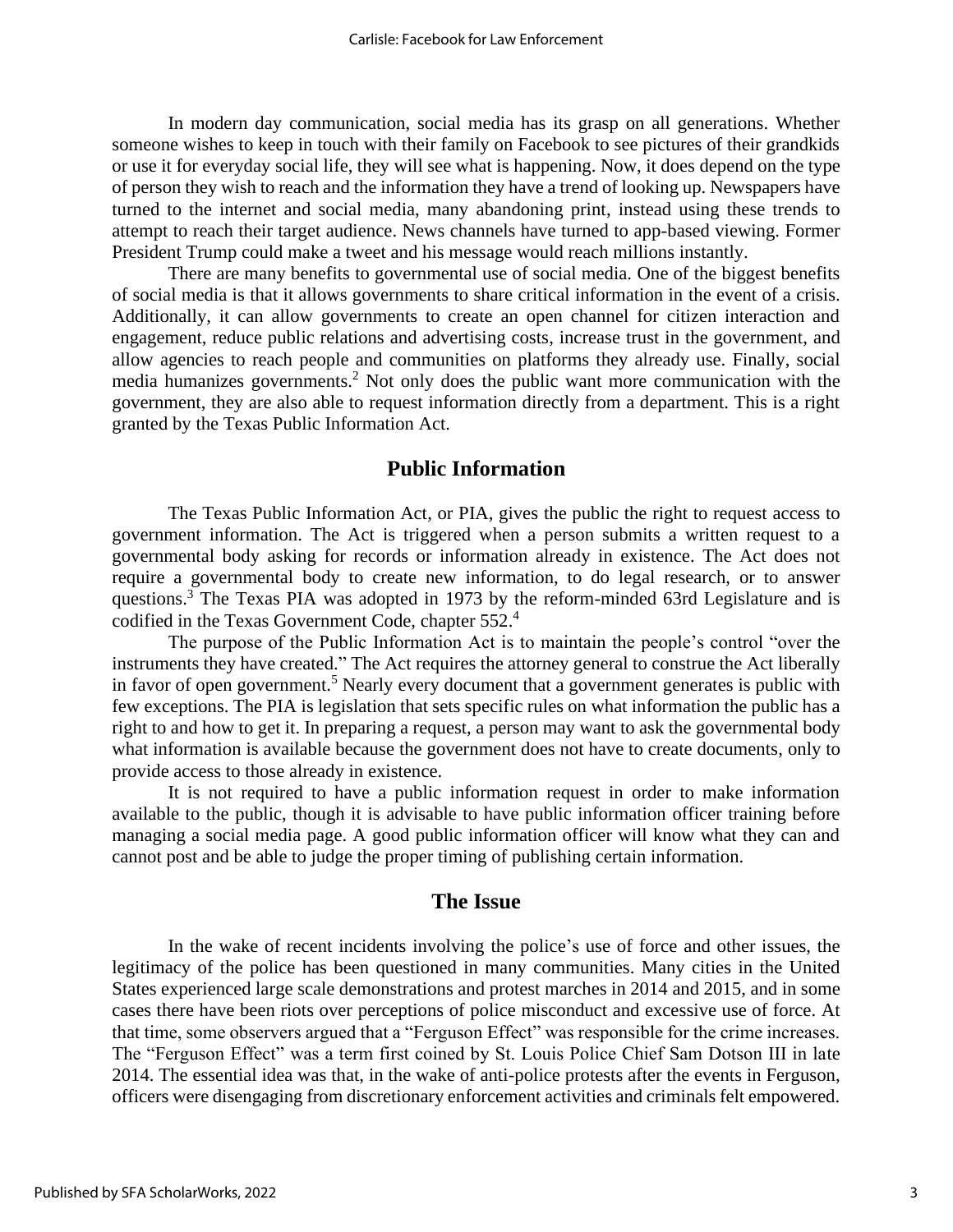In modern day communication, social media has its grasp on all generations. Whether someone wishes to keep in touch with their family on Facebook to see pictures of their grandkids or use it for everyday social life, they will see what is happening. Now, it does depend on the type of person they wish to reach and the information they have a trend of looking up. Newspapers have turned to the internet and social media, many abandoning print, instead using these trends to attempt to reach their target audience. News channels have turned to app-based viewing. Former President Trump could make a tweet and his message would reach millions instantly.

There are many benefits to governmental use of social media. One of the biggest benefits of social media is that it allows governments to share critical information in the event of a crisis. Additionally, it can allow governments to create an open channel for citizen interaction and engagement, reduce public relations and advertising costs, increase trust in the government, and allow agencies to reach people and communities on platforms they already use. Finally, social media humanizes governments.[2] Not only does the public want more communication with the government, they are also able to request information directly from a department. This is a right granted by the Texas Public Information Act.

## Public Information

The Texas Public Information Act, or PIA, gives the public the right to request access to government information. The Act is triggered when a person submits a written request to a governmental body asking for records or information already in existence. The Act does not require a governmental body to create new information, to do legal research, or to answer questions.[3] The Texas PIA was adopted in 1973 by the reform-minded 63rd Legislature and is codified in the Texas Government Code, chapter 552.[4]

The purpose of the Public Information Act is to maintain the people's control "over the instruments they have created." The Act requires the attorney general to construe the Act liberally in favor of open government.[5] Nearly every document that a government generates is public with few exceptions. The PIA is legislation that sets specific rules on what information the public has a right to and how to get it. In preparing a request, a person may want to ask the governmental body what information is available because the government does not have to create documents, only to provide access to those already in existence.

It is not required to have a public information request in order to make information available to the public, though it is advisable to have public information officer training before managing a social media page. A good public information officer will know what they can and cannot post and be able to judge the proper timing of publishing certain information.

## The Issue

In the wake of recent incidents involving the police's use of force and other issues, the legitimacy of the police has been questioned in many communities. Many cities in the United States experienced large scale demonstrations and protest marches in 2014 and 2015, and in some cases there have been riots over perceptions of police misconduct and excessive use of force. At that time, some observers argued that a "Ferguson Effect" was responsible for the crime increases. The "Ferguson Effect" was a term first coined by St. Louis Police Chief Sam Dotson III in late 2014. The essential idea was that, in the wake of anti-police protests after the events in Ferguson, officers were disengaging from discretionary enforcement activities and criminals felt empowered.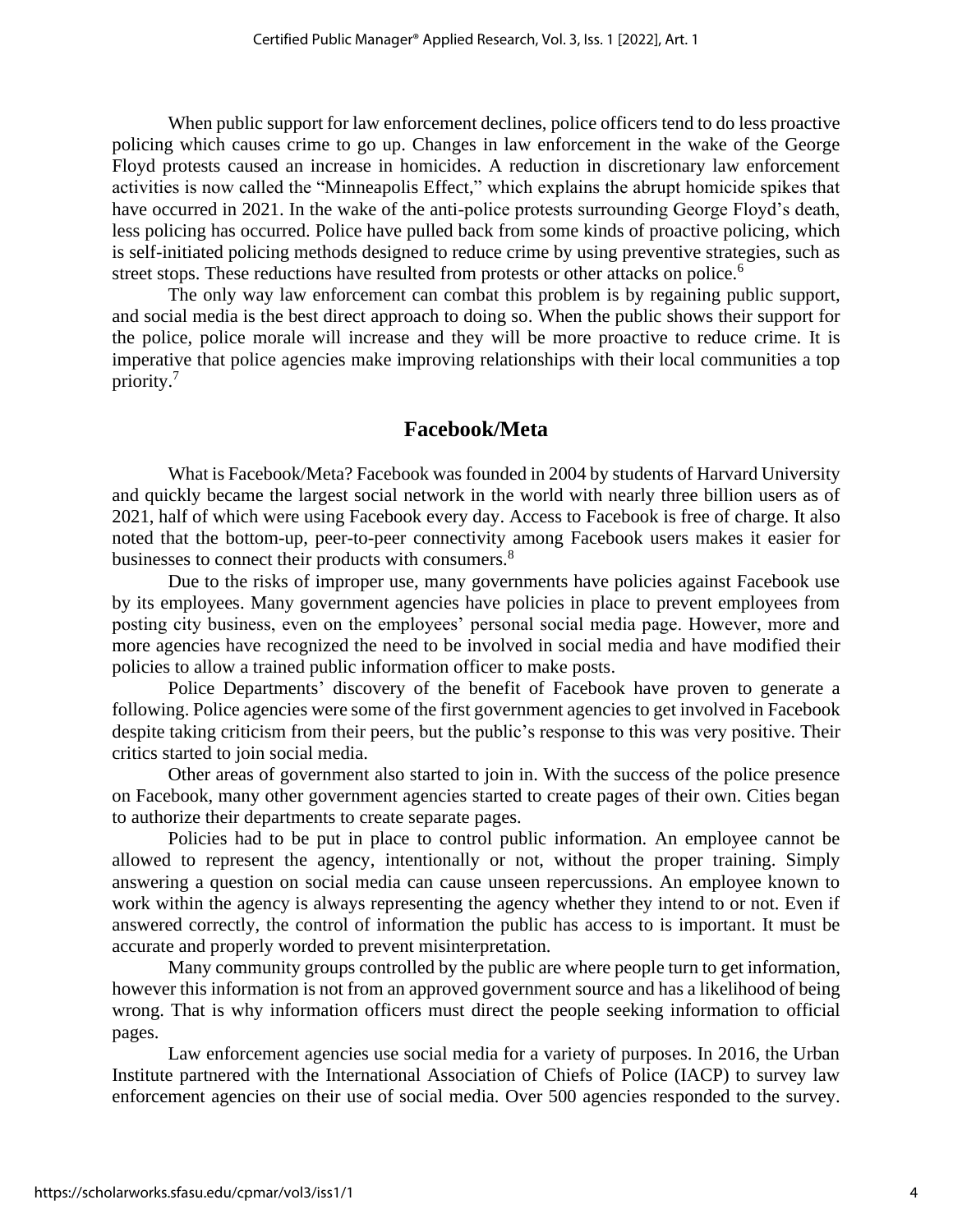When public support for law enforcement declines, police officers tend to do less proactive policing which causes crime to go up. Changes in law enforcement in the wake of the George Floyd protests caused an increase in homicides. A reduction in discretionary law enforcement activities is now called the "Minneapolis Effect," which explains the abrupt homicide spikes that have occurred in 2021. In the wake of the anti-police protests surrounding George Floyd's death, less policing has occurred. Police have pulled back from some kinds of proactive policing, which is self-initiated policing methods designed to reduce crime by using preventive strategies, such as street stops. These reductions have resulted from protests or other attacks on police.[6]

The only way law enforcement can combat this problem is by regaining public support, and social media is the best direct approach to doing so. When the public shows their support for the police, police morale will increase and they will be more proactive to reduce crime. It is imperative that police agencies make improving relationships with their local communities a top priority.[7]

## Facebook/Meta

What is Facebook/Meta? Facebook was founded in 2004 by students of Harvard University and quickly became the largest social network in the world with nearly three billion users as of 2021, half of which were using Facebook every day. Access to Facebook is free of charge. It also noted that the bottom-up, peer-to-peer connectivity among Facebook users makes it easier for businesses to connect their products with consumers.[8]

Due to the risks of improper use, many governments have policies against Facebook use by its employees. Many government agencies have policies in place to prevent employees from posting city business, even on the employees' personal social media page. However, more and more agencies have recognized the need to be involved in social media and have modified their policies to allow a trained public information officer to make posts.

Police Departments' discovery of the benefit of Facebook have proven to generate a following. Police agencies were some of the first government agencies to get involved in Facebook despite taking criticism from their peers, but the public's response to this was very positive. Their critics started to join social media.

Other areas of government also started to join in. With the success of the police presence on Facebook, many other government agencies started to create pages of their own. Cities began to authorize their departments to create separate pages.

Policies had to be put in place to control public information. An employee cannot be allowed to represent the agency, intentionally or not, without the proper training. Simply answering a question on social media can cause unseen repercussions. An employee known to work within the agency is always representing the agency whether they intend to or not. Even if answered correctly, the control of information the public has access to is important. It must be accurate and properly worded to prevent misinterpretation.

Many community groups controlled by the public are where people turn to get information, however this information is not from an approved government source and has a likelihood of being wrong. That is why information officers must direct the people seeking information to official pages.

Law enforcement agencies use social media for a variety of purposes. In 2016, the Urban Institute partnered with the International Association of Chiefs of Police (IACP) to survey law enforcement agencies on their use of social media. Over 500 agencies responded to the survey.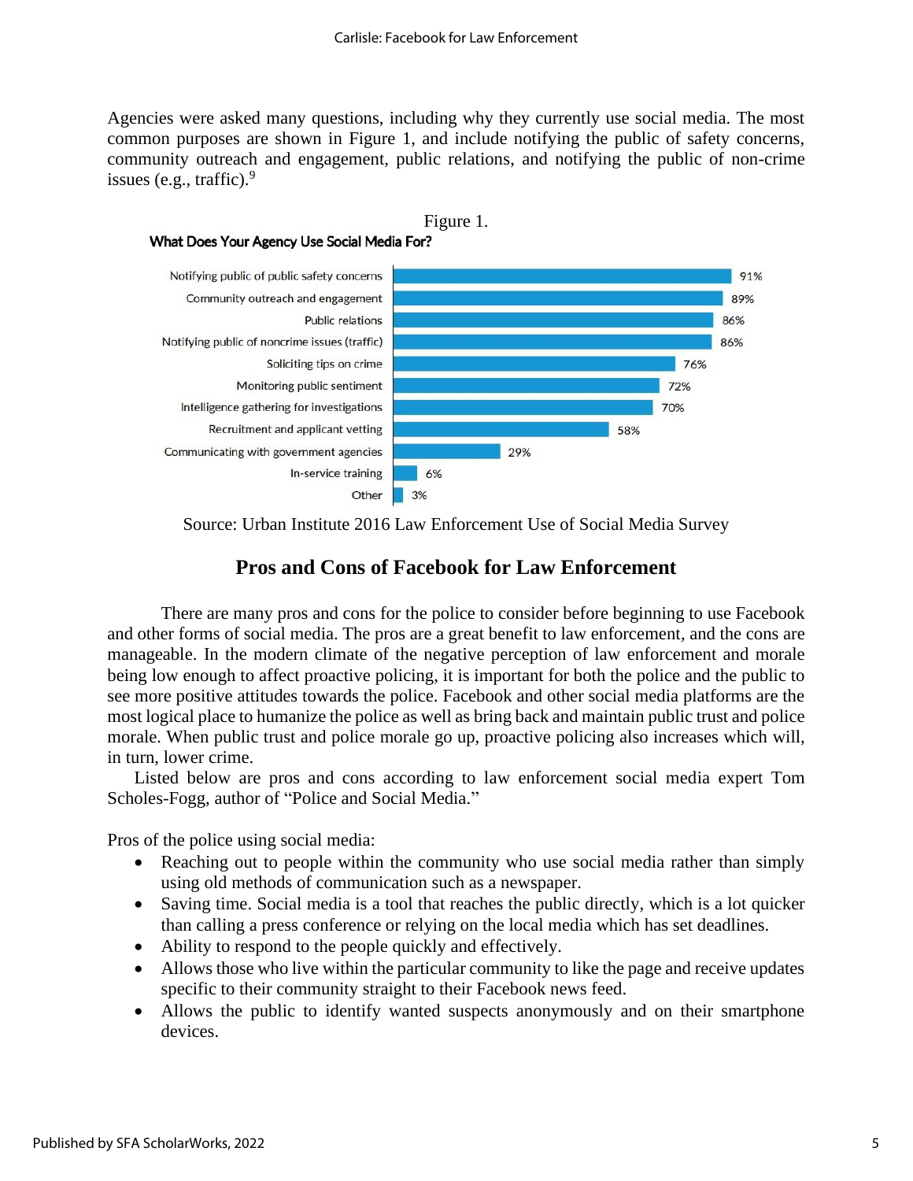Agencies were asked many questions, including why they currently use social media. The most common purposes are shown in Figure 1, and include notifying the public of safety concerns, community outreach and engagement, public relations, and notifying the public of non-crime issues (e.g., traffic).[9]

Figure 1.

**What Does Your Agency Use Social Media For?**

| Purpose | Percent |
|---|---|
| Notifying public of public safety concerns | 91% |
| Community outreach and engagement | 89% |
| Public relations | 86% |
| Notifying public of noncrime issues (traffic) | 86% |
| Soliciting tips on crime | 76% |
| Monitoring public sentiment | 72% |
| Intelligence gathering for investigations | 70% |
| Recruitment and applicant vetting | 58% |
| Communicating with government agencies | 29% |
| In-service training | 6% |
| Other | 3% |

Source: Urban Institute 2016 Law Enforcement Use of Social Media Survey

## Pros and Cons of Facebook for Law Enforcement

There are many pros and cons for the police to consider before beginning to use Facebook and other forms of social media. The pros are a great benefit to law enforcement, and the cons are manageable. In the modern climate of the negative perception of law enforcement and morale being low enough to affect proactive policing, it is important for both the police and the public to see more positive attitudes towards the police. Facebook and other social media platforms are the most logical place to humanize the police as well as bring back and maintain public trust and police morale. When public trust and police morale go up, proactive policing also increases which will, in turn, lower crime.

Listed below are pros and cons according to law enforcement social media expert Tom Scholes-Fogg, author of "Police and Social Media."

Pros of the police using social media:

- Reaching out to people within the community who use social media rather than simply using old methods of communication such as a newspaper.
- Saving time. Social media is a tool that reaches the public directly, which is a lot quicker than calling a press conference or relying on the local media which has set deadlines.
- Ability to respond to the people quickly and effectively.
- Allows those who live within the particular community to like the page and receive updates specific to their community straight to their Facebook news feed.
- Allows the public to identify wanted suspects anonymously and on their smartphone devices.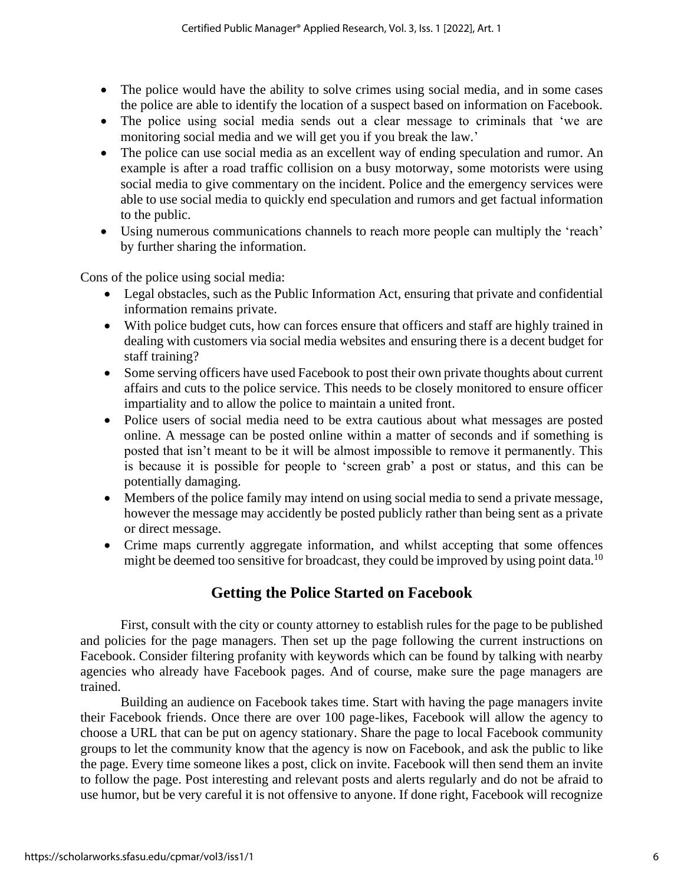- The police would have the ability to solve crimes using social media, and in some cases the police are able to identify the location of a suspect based on information on Facebook.
- The police using social media sends out a clear message to criminals that 'we are monitoring social media and we will get you if you break the law.'
- The police can use social media as an excellent way of ending speculation and rumor. An example is after a road traffic collision on a busy motorway, some motorists were using social media to give commentary on the incident. Police and the emergency services were able to use social media to quickly end speculation and rumors and get factual information to the public.
- Using numerous communications channels to reach more people can multiply the 'reach' by further sharing the information.

Cons of the police using social media:

- Legal obstacles, such as the Public Information Act, ensuring that private and confidential information remains private.
- With police budget cuts, how can forces ensure that officers and staff are highly trained in dealing with customers via social media websites and ensuring there is a decent budget for staff training?
- Some serving officers have used Facebook to post their own private thoughts about current affairs and cuts to the police service. This needs to be closely monitored to ensure officer impartiality and to allow the police to maintain a united front.
- Police users of social media need to be extra cautious about what messages are posted online. A message can be posted online within a matter of seconds and if something is posted that isn't meant to be it will be almost impossible to remove it permanently. This is because it is possible for people to 'screen grab' a post or status, and this can be potentially damaging.
- Members of the police family may intend on using social media to send a private message, however the message may accidently be posted publicly rather than being sent as a private or direct message.
- Crime maps currently aggregate information, and whilst accepting that some offences might be deemed too sensitive for broadcast, they could be improved by using point data.[10]

## Getting the Police Started on Facebook

First, consult with the city or county attorney to establish rules for the page to be published and policies for the page managers. Then set up the page following the current instructions on Facebook. Consider filtering profanity with keywords which can be found by talking with nearby agencies who already have Facebook pages. And of course, make sure the page managers are trained.

Building an audience on Facebook takes time. Start with having the page managers invite their Facebook friends. Once there are over 100 page-likes, Facebook will allow the agency to choose a URL that can be put on agency stationary. Share the page to local Facebook community groups to let the community know that the agency is now on Facebook, and ask the public to like the page. Every time someone likes a post, click on invite. Facebook will then send them an invite to follow the page. Post interesting and relevant posts and alerts regularly and do not be afraid to use humor, but be very careful it is not offensive to anyone. If done right, Facebook will recognize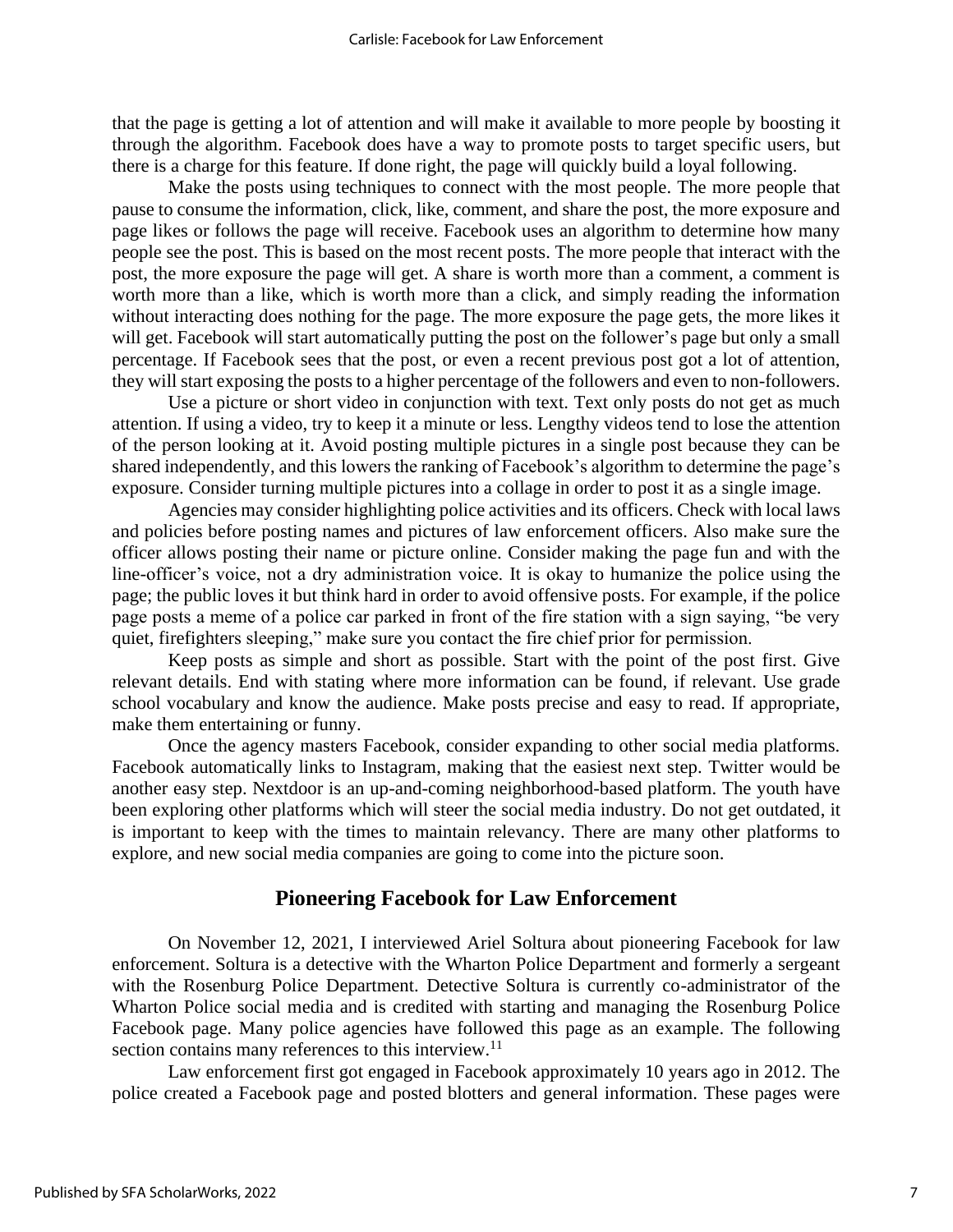that the page is getting a lot of attention and will make it available to more people by boosting it through the algorithm. Facebook does have a way to promote posts to target specific users, but there is a charge for this feature. If done right, the page will quickly build a loyal following.

Make the posts using techniques to connect with the most people. The more people that pause to consume the information, click, like, comment, and share the post, the more exposure and page likes or follows the page will receive. Facebook uses an algorithm to determine how many people see the post. This is based on the most recent posts. The more people that interact with the post, the more exposure the page will get. A share is worth more than a comment, a comment is worth more than a like, which is worth more than a click, and simply reading the information without interacting does nothing for the page. The more exposure the page gets, the more likes it will get. Facebook will start automatically putting the post on the follower's page but only a small percentage. If Facebook sees that the post, or even a recent previous post got a lot of attention, they will start exposing the posts to a higher percentage of the followers and even to non-followers.

Use a picture or short video in conjunction with text. Text only posts do not get as much attention. If using a video, try to keep it a minute or less. Lengthy videos tend to lose the attention of the person looking at it. Avoid posting multiple pictures in a single post because they can be shared independently, and this lowers the ranking of Facebook's algorithm to determine the page's exposure. Consider turning multiple pictures into a collage in order to post it as a single image.

Agencies may consider highlighting police activities and its officers. Check with local laws and policies before posting names and pictures of law enforcement officers. Also make sure the officer allows posting their name or picture online. Consider making the page fun and with the line-officer's voice, not a dry administration voice. It is okay to humanize the police using the page; the public loves it but think hard in order to avoid offensive posts. For example, if the police page posts a meme of a police car parked in front of the fire station with a sign saying, "be very quiet, firefighters sleeping," make sure you contact the fire chief prior for permission.

Keep posts as simple and short as possible. Start with the point of the post first. Give relevant details. End with stating where more information can be found, if relevant. Use grade school vocabulary and know the audience. Make posts precise and easy to read. If appropriate, make them entertaining or funny.

Once the agency masters Facebook, consider expanding to other social media platforms. Facebook automatically links to Instagram, making that the easiest next step. Twitter would be another easy step. Nextdoor is an up-and-coming neighborhood-based platform. The youth have been exploring other platforms which will steer the social media industry. Do not get outdated, it is important to keep with the times to maintain relevancy. There are many other platforms to explore, and new social media companies are going to come into the picture soon.

## Pioneering Facebook for Law Enforcement

On November 12, 2021, I interviewed Ariel Soltura about pioneering Facebook for law enforcement. Soltura is a detective with the Wharton Police Department and formerly a sergeant with the Rosenburg Police Department. Detective Soltura is currently co-administrator of the Wharton Police social media and is credited with starting and managing the Rosenburg Police Facebook page. Many police agencies have followed this page as an example. The following section contains many references to this interview.[11]

Law enforcement first got engaged in Facebook approximately 10 years ago in 2012. The police created a Facebook page and posted blotters and general information. These pages were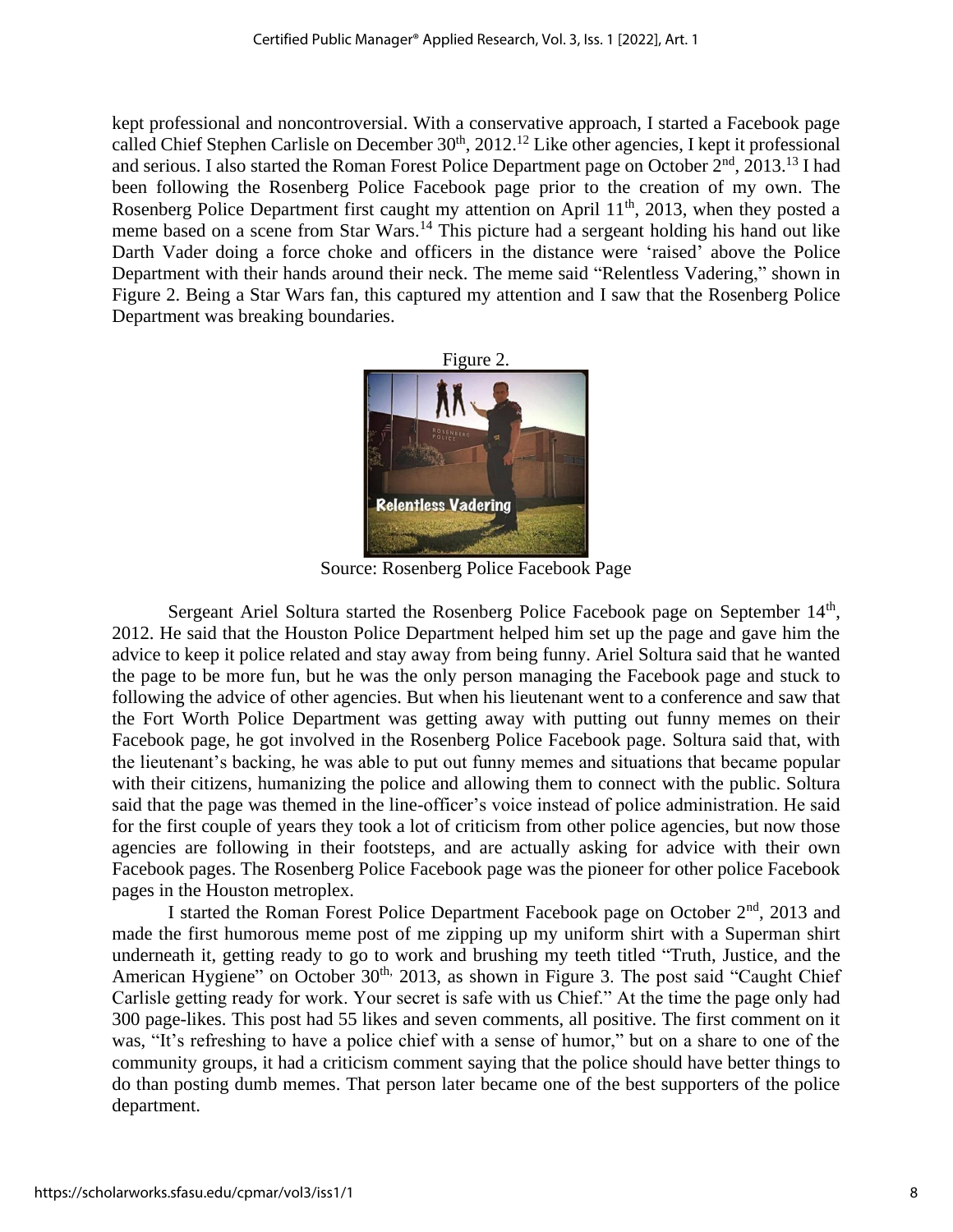kept professional and noncontroversial. With a conservative approach, I started a Facebook page called Chief Stephen Carlisle on December 30th, 2012.[12] Like other agencies, I kept it professional and serious. I also started the Roman Forest Police Department page on October 2nd, 2013.[13] I had been following the Rosenberg Police Facebook page prior to the creation of my own. The Rosenberg Police Department first caught my attention on April 11th, 2013, when they posted a meme based on a scene from Star Wars.[14] This picture had a sergeant holding his hand out like Darth Vader doing a force choke and officers in the distance were 'raised' above the Police Department with their hands around their neck. The meme said "Relentless Vadering," shown in Figure 2. Being a Star Wars fan, this captured my attention and I saw that the Rosenberg Police Department was breaking boundaries.

Figure 2.

Source: Rosenberg Police Facebook Page

Sergeant Ariel Soltura started the Rosenberg Police Facebook page on September 14th, 2012. He said that the Houston Police Department helped him set up the page and gave him the advice to keep it police related and stay away from being funny. Ariel Soltura said that he wanted the page to be more fun, but he was the only person managing the Facebook page and stuck to following the advice of other agencies. But when his lieutenant went to a conference and saw that the Fort Worth Police Department was getting away with putting out funny memes on their Facebook page, he got involved in the Rosenberg Police Facebook page. Soltura said that, with the lieutenant's backing, he was able to put out funny memes and situations that became popular with their citizens, humanizing the police and allowing them to connect with the public. Soltura said that the page was themed in the line-officer's voice instead of police administration. He said for the first couple of years they took a lot of criticism from other police agencies, but now those agencies are following in their footsteps, and are actually asking for advice with their own Facebook pages. The Rosenberg Police Facebook page was the pioneer for other police Facebook pages in the Houston metroplex.

I started the Roman Forest Police Department Facebook page on October 2nd, 2013 and made the first humorous meme post of me zipping up my uniform shirt with a Superman shirt underneath it, getting ready to go to work and brushing my teeth titled "Truth, Justice, and the American Hygiene" on October 30th, 2013, as shown in Figure 3. The post said "Caught Chief Carlisle getting ready for work. Your secret is safe with us Chief." At the time the page only had 300 page-likes. This post had 55 likes and seven comments, all positive. The first comment on it was, "It's refreshing to have a police chief with a sense of humor," but on a share to one of the community groups, it had a criticism comment saying that the police should have better things to do than posting dumb memes. That person later became one of the best supporters of the police department.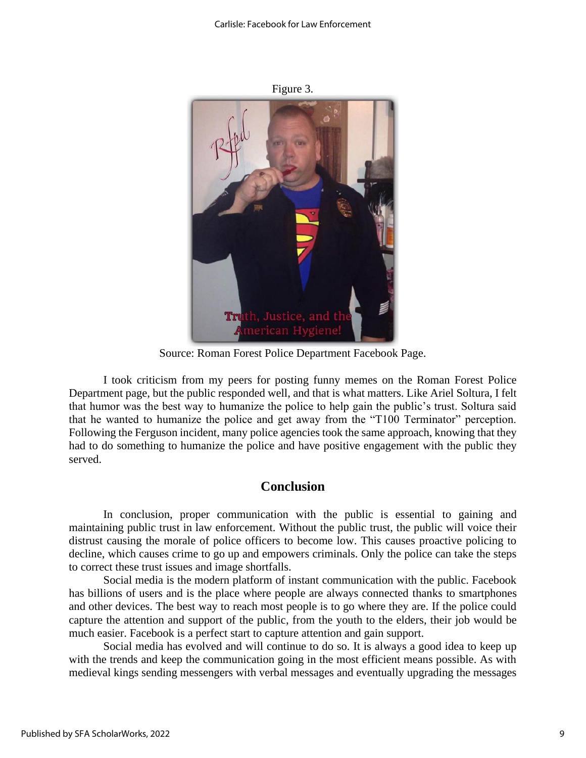Figure 3.

Source: Roman Forest Police Department Facebook Page.

I took criticism from my peers for posting funny memes on the Roman Forest Police Department page, but the public responded well, and that is what matters. Like Ariel Soltura, I felt that humor was the best way to humanize the police to help gain the public's trust. Soltura said that he wanted to humanize the police and get away from the "T100 Terminator" perception. Following the Ferguson incident, many police agencies took the same approach, knowing that they had to do something to humanize the police and have positive engagement with the public they served.

## Conclusion

In conclusion, proper communication with the public is essential to gaining and maintaining public trust in law enforcement. Without the public trust, the public will voice their distrust causing the morale of police officers to become low. This causes proactive policing to decline, which causes crime to go up and empowers criminals. Only the police can take the steps to correct these trust issues and image shortfalls.

Social media is the modern platform of instant communication with the public. Facebook has billions of users and is the place where people are always connected thanks to smartphones and other devices. The best way to reach most people is to go where they are. If the police could capture the attention and support of the public, from the youth to the elders, their job would be much easier. Facebook is a perfect start to capture attention and gain support.

Social media has evolved and will continue to do so. It is always a good idea to keep up with the trends and keep the communication going in the most efficient means possible. As with medieval kings sending messengers with verbal messages and eventually upgrading the messages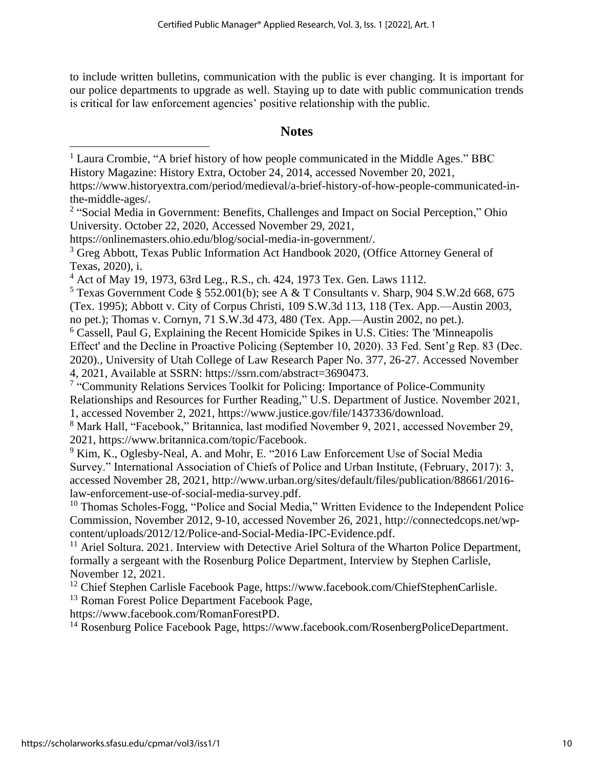to include written bulletins, communication with the public is ever changing. It is important for our police departments to upgrade as well. Staying up to date with public communication trends is critical for law enforcement agencies' positive relationship with the public.

## Notes

[1] Laura Crombie, "A brief history of how people communicated in the Middle Ages." BBC History Magazine: History Extra, October 24, 2014, accessed November 20, 2021, https://www.historyextra.com/period/medieval/a-brief-history-of-how-people-communicated-in-the-middle-ages/.

[2] "Social Media in Government: Benefits, Challenges and Impact on Social Perception," Ohio University. October 22, 2020, Accessed November 29, 2021, https://onlinemasters.ohio.edu/blog/social-media-in-government/.

[3] Greg Abbott, Texas Public Information Act Handbook 2020, (Office Attorney General of Texas, 2020), i.

[4] Act of May 19, 1973, 63rd Leg., R.S., ch. 424, 1973 Tex. Gen. Laws 1112.

[5] Texas Government Code § 552.001(b); see A & T Consultants v. Sharp, 904 S.W.2d 668, 675 (Tex. 1995); Abbott v. City of Corpus Christi, 109 S.W.3d 113, 118 (Tex. App.—Austin 2003, no pet.); Thomas v. Cornyn, 71 S.W.3d 473, 480 (Tex. App.—Austin 2002, no pet.).

[6] Cassell, Paul G, Explaining the Recent Homicide Spikes in U.S. Cities: The 'Minneapolis Effect' and the Decline in Proactive Policing (September 10, 2020). 33 Fed. Sent'g Rep. 83 (Dec. 2020)., University of Utah College of Law Research Paper No. 377, 26-27. Accessed November 4, 2021, Available at SSRN: https://ssrn.com/abstract=3690473.

[7] "Community Relations Services Toolkit for Policing: Importance of Police-Community Relationships and Resources for Further Reading," U.S. Department of Justice. November 2021, 1, accessed November 2, 2021, https://www.justice.gov/file/1437336/download.

[8] Mark Hall, "Facebook," Britannica, last modified November 9, 2021, accessed November 29, 2021, https://www.britannica.com/topic/Facebook.

[9] Kim, K., Oglesby-Neal, A. and Mohr, E. "2016 Law Enforcement Use of Social Media Survey." International Association of Chiefs of Police and Urban Institute, (February, 2017): 3, accessed November 28, 2021, http://www.urban.org/sites/default/files/publication/88661/2016-law-enforcement-use-of-social-media-survey.pdf.

[10] Thomas Scholes-Fogg, "Police and Social Media," Written Evidence to the Independent Police Commission, November 2012, 9-10, accessed November 26, 2021, http://connectedcops.net/wp-content/uploads/2012/12/Police-and-Social-Media-IPC-Evidence.pdf.

[11] Ariel Soltura. 2021. Interview with Detective Ariel Soltura of the Wharton Police Department, formally a sergeant with the Rosenburg Police Department, Interview by Stephen Carlisle, November 12, 2021.

[12] Chief Stephen Carlisle Facebook Page, https://www.facebook.com/ChiefStephenCarlisle.

[13] Roman Forest Police Department Facebook Page, https://www.facebook.com/RomanForestPD.

[14] Rosenburg Police Facebook Page, https://www.facebook.com/RosenbergPoliceDepartment.